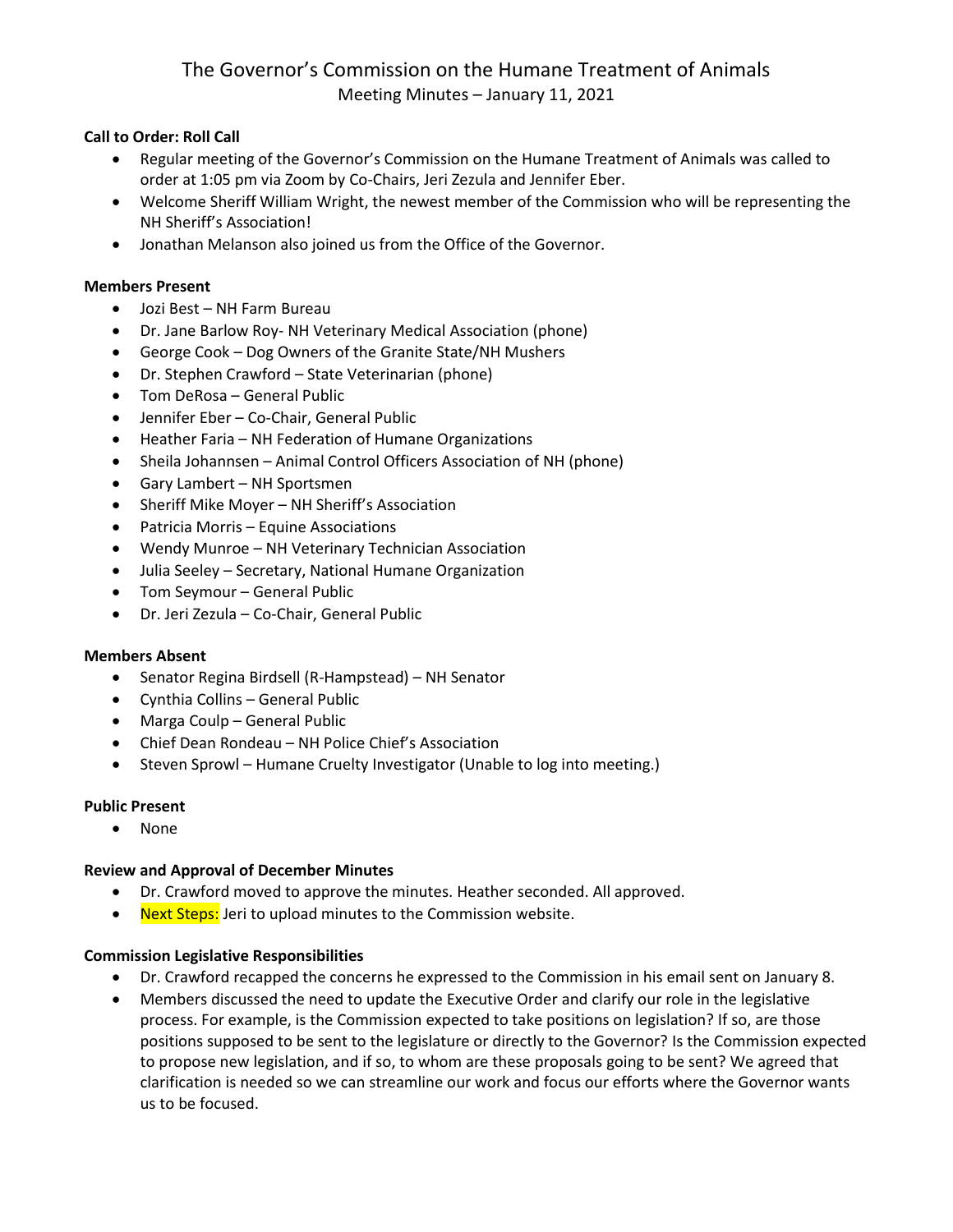# The Governor's Commission on the Humane Treatment of Animals

Meeting Minutes – January 11, 2021

**Call to Order: Roll Call**

- Regular meeting of the Governor's Commission on the Humane Treatment of Animals was called to order at 1:05 pm via Zoom by Co-Chairs, Jeri Zezula and Jennifer Eber.
- Welcome Sheriff William Wright, the newest member of the Commission who will be representing the NH Sheriff's Association!
- Jonathan Melanson also joined us from the Office of the Governor.

**Members Present**

- Jozi Best – NH Farm Bureau
- Dr. Jane Barlow Roy- NH Veterinary Medical Association (phone)
- George Cook – Dog Owners of the Granite State/NH Mushers
- Dr. Stephen Crawford – State Veterinarian (phone)
- Tom DeRosa – General Public
- Jennifer Eber – Co-Chair, General Public
- Heather Faria – NH Federation of Humane Organizations
- Sheila Johannsen – Animal Control Officers Association of NH (phone)
- Gary Lambert – NH Sportsmen
- Sheriff Mike Moyer – NH Sheriff's Association
- Patricia Morris – Equine Associations
- Wendy Munroe – NH Veterinary Technician Association
- Julia Seeley – Secretary, National Humane Organization
- Tom Seymour – General Public
- Dr. Jeri Zezula – Co-Chair, General Public

**Members Absent**

- Senator Regina Birdsell (R-Hampstead) – NH Senator
- Cynthia Collins – General Public
- Marga Coulp – General Public
- Chief Dean Rondeau – NH Police Chief's Association
- Steven Sprowl – Humane Cruelty Investigator (Unable to log into meeting.)

**Public Present**

- None

**Review and Approval of December Minutes**

- Dr. Crawford moved to approve the minutes. Heather seconded. All approved.
- Next Steps: Jeri to upload minutes to the Commission website.

**Commission Legislative Responsibilities**

- Dr. Crawford recapped the concerns he expressed to the Commission in his email sent on January 8.
- Members discussed the need to update the Executive Order and clarify our role in the legislative process. For example, is the Commission expected to take positions on legislation? If so, are those positions supposed to be sent to the legislature or directly to the Governor? Is the Commission expected to propose new legislation, and if so, to whom are these proposals going to be sent? We agreed that clarification is needed so we can streamline our work and focus our efforts where the Governor wants us to be focused.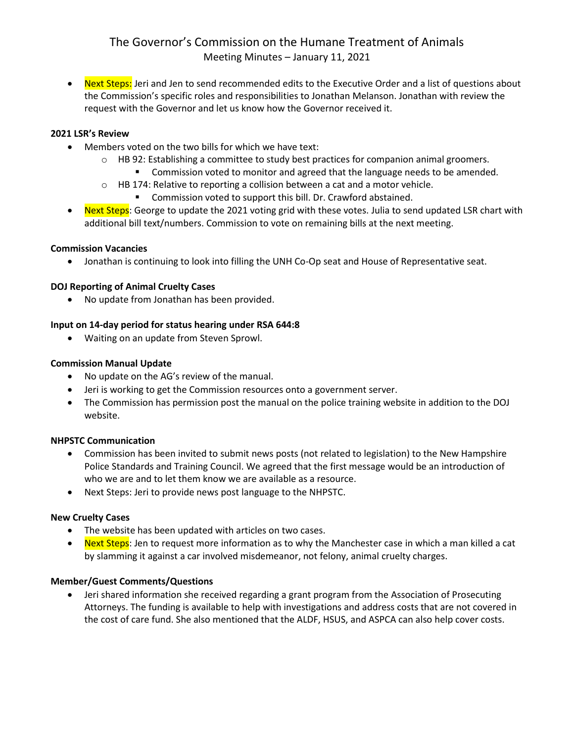- Next Steps: Jeri and Jen to send recommended edits to the Executive Order and a list of questions about the Commission's specific roles and responsibilities to Jonathan Melanson. Jonathan with review the request with the Governor and let us know how the Governor received it.

**2021 LSR's Review**

- Members voted on the two bills for which we have text:
  - HB 92: Establishing a committee to study best practices for companion animal groomers.
    - Commission voted to monitor and agreed that the language needs to be amended.
  - HB 174: Relative to reporting a collision between a cat and a motor vehicle.
    - Commission voted to support this bill. Dr. Crawford abstained.
- Next Steps: George to update the 2021 voting grid with these votes. Julia to send updated LSR chart with additional bill text/numbers. Commission to vote on remaining bills at the next meeting.

**Commission Vacancies**

- Jonathan is continuing to look into filling the UNH Co-Op seat and House of Representative seat.

**DOJ Reporting of Animal Cruelty Cases**

- No update from Jonathan has been provided.

**Input on 14-day period for status hearing under RSA 644:8**

- Waiting on an update from Steven Sprowl.

**Commission Manual Update**

- No update on the AG's review of the manual.
- Jeri is working to get the Commission resources onto a government server.
- The Commission has permission post the manual on the police training website in addition to the DOJ website.

**NHPSTC Communication**

- Commission has been invited to submit news posts (not related to legislation) to the New Hampshire Police Standards and Training Council. We agreed that the first message would be an introduction of who we are and to let them know we are available as a resource.
- Next Steps: Jeri to provide news post language to the NHPSTC.

**New Cruelty Cases**

- The website has been updated with articles on two cases.
- Next Steps: Jen to request more information as to why the Manchester case in which a man killed a cat by slamming it against a car involved misdemeanor, not felony, animal cruelty charges.

**Member/Guest Comments/Questions**

- Jeri shared information she received regarding a grant program from the Association of Prosecuting Attorneys. The funding is available to help with investigations and address costs that are not covered in the cost of care fund. She also mentioned that the ALDF, HSUS, and ASPCA can also help cover costs.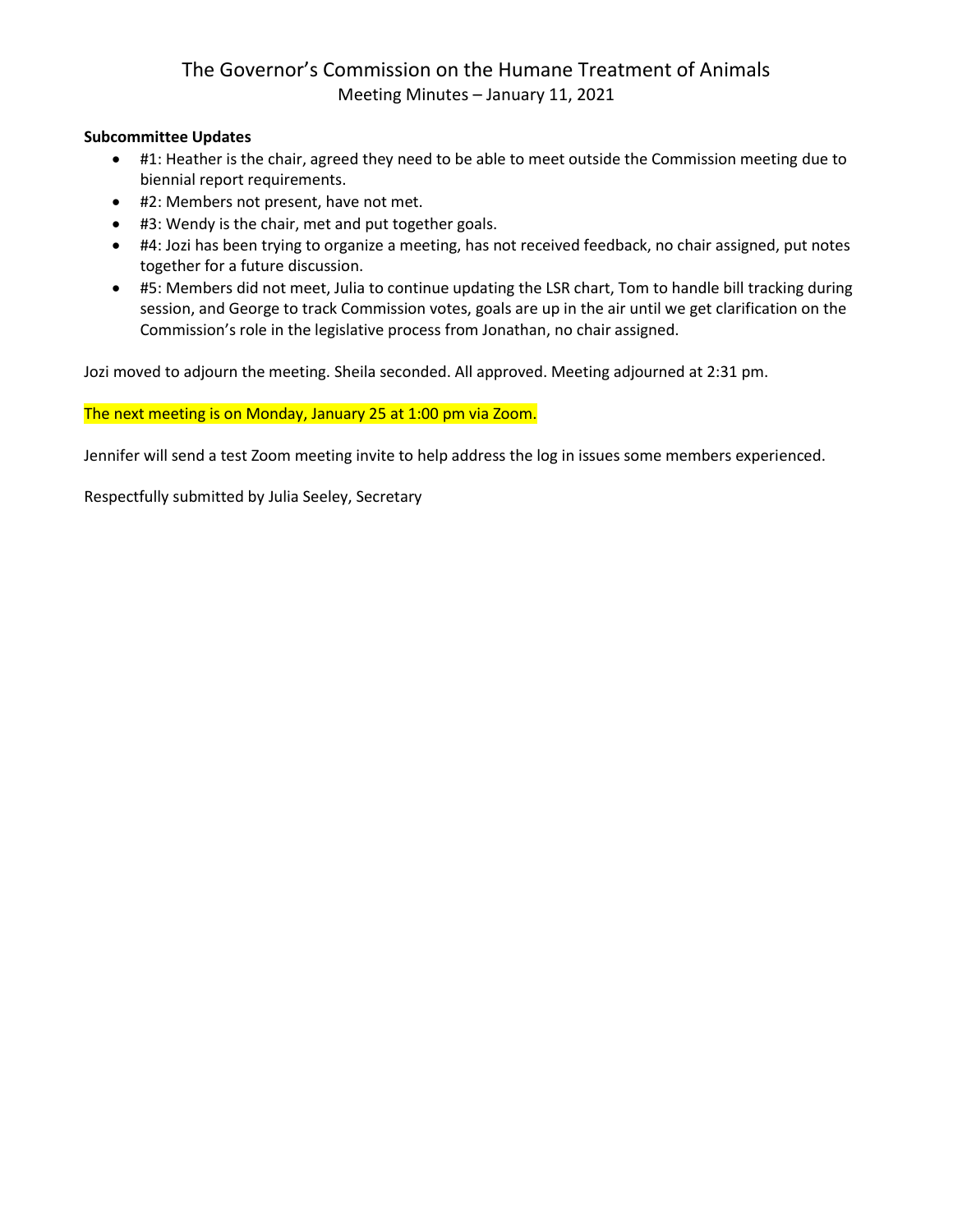# The Governor's Commission on the Humane Treatment of Animals

Meeting Minutes – January 11, 2021

**Subcommittee Updates**

- #1: Heather is the chair, agreed they need to be able to meet outside the Commission meeting due to biennial report requirements.
- #2: Members not present, have not met.
- #3: Wendy is the chair, met and put together goals.
- #4: Jozi has been trying to organize a meeting, has not received feedback, no chair assigned, put notes together for a future discussion.
- #5: Members did not meet, Julia to continue updating the LSR chart, Tom to handle bill tracking during session, and George to track Commission votes, goals are up in the air until we get clarification on the Commission's role in the legislative process from Jonathan, no chair assigned.

Jozi moved to adjourn the meeting. Sheila seconded. All approved. Meeting adjourned at 2:31 pm.

The next meeting is on Monday, January 25 at 1:00 pm via Zoom.

Jennifer will send a test Zoom meeting invite to help address the log in issues some members experienced.

Respectfully submitted by Julia Seeley, Secretary